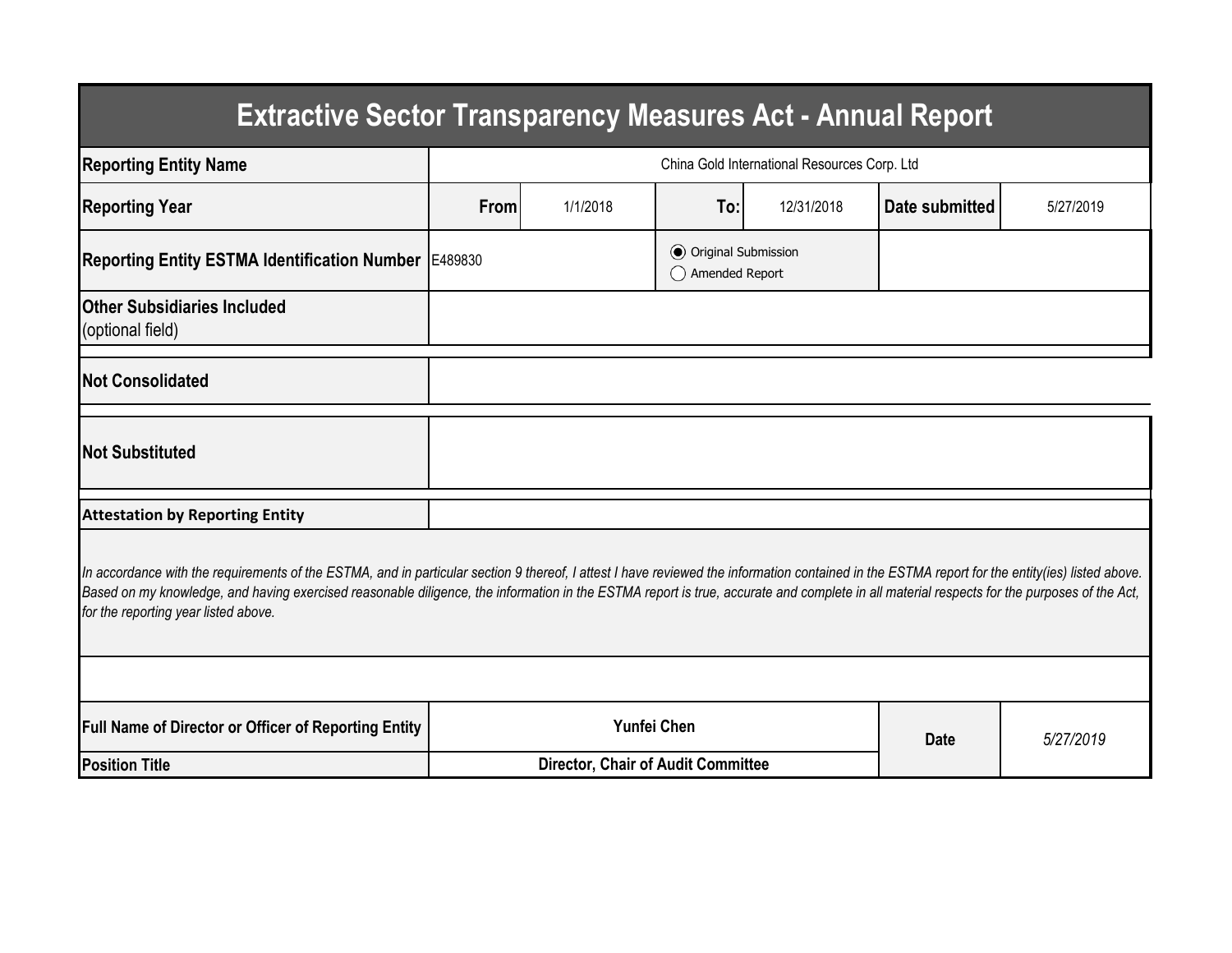# Extractive Sector Transparency Measures Act - Annual Report

| | | | | | | |
|---|---|---|---|---|---|---|
| **Reporting Entity Name** | China Gold International Resources Corp. Ltd | | | | | |
| **Reporting Year** | **From** | 1/1/2018 | **To:** | 12/31/2018 | **Date submitted** | 5/27/2019 |
| **Reporting Entity ESTMA Identification Number** | E489830 | | ◉ Original Submission ◯ Amended Report | | | |
| **Other Subsidiaries Included** (optional field) | | | | | | |
| **Not Consolidated** | | | | | | |
| **Not Substituted** | | | | | | |

**Attestation by Reporting Entity**

*In accordance with the requirements of the ESTMA, and in particular section 9 thereof, I attest I have reviewed the information contained in the ESTMA report for the entity(ies) listed above. Based on my knowledge, and having exercised reasonable diligence, the information in the ESTMA report is true, accurate and complete in all material respects for the purposes of the Act, for the reporting year listed above.*

| | | | |
|---|---|---|---|
| **Full Name of Director or Officer of Reporting Entity** | **Yunfei Chen** | **Date** | *5/27/2019* |
| **Position Title** | **Director, Chair of Audit Committee** | | |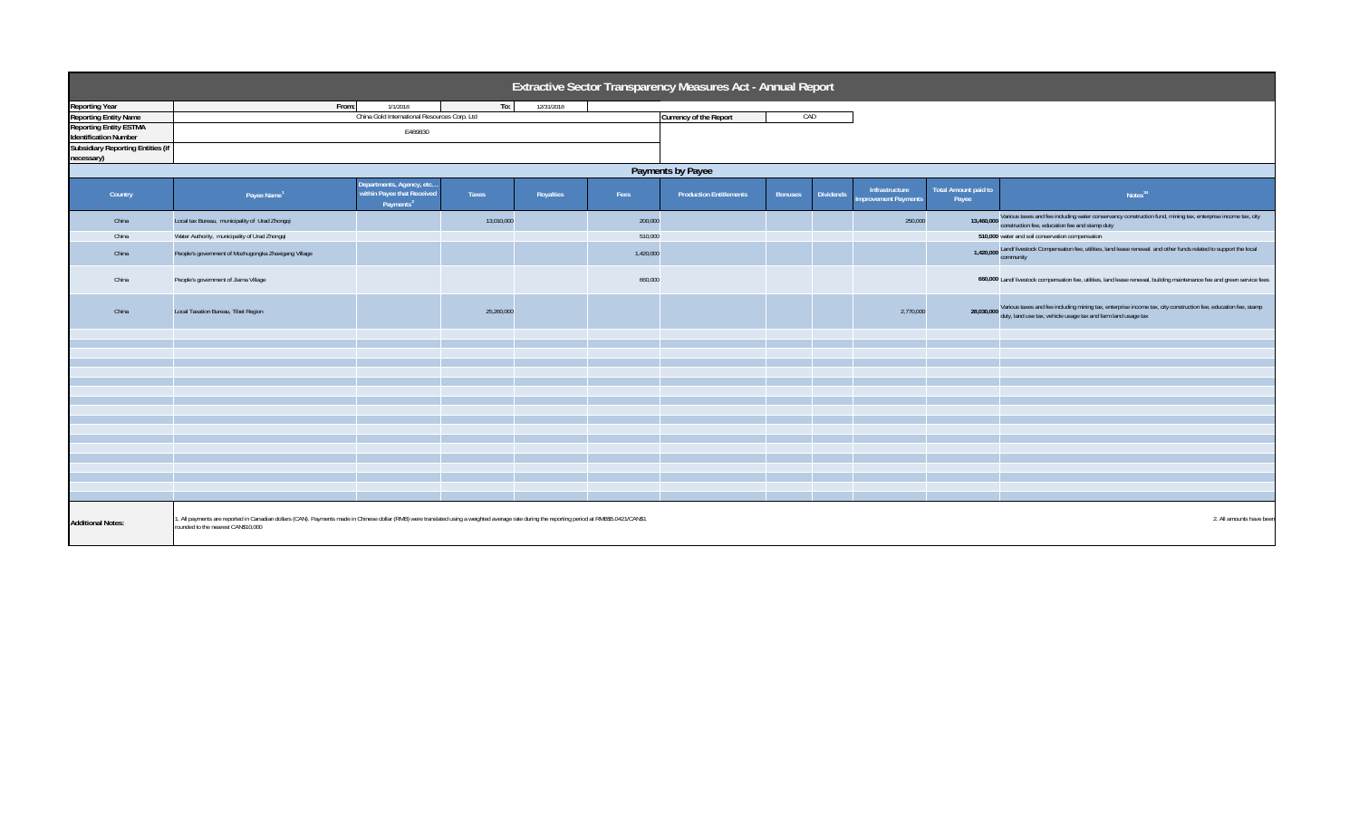# Extractive Sector Transparency Measures Act - Annual Report

| | | | | |
|---|---|---|---|---|
| **Reporting Year** | From: | 1/1/2018 | To: | 12/31/2018 |
| **Reporting Entity Name** | China Gold International Resources Corp. Ltd | | **Currency of the Report** | CAD |
| **Reporting Entity ESTMA Identification Number** | E489830 | | | |
| **Subsidiary Reporting Entities (if necessary)** | | | | |

## Payments by Payee

| Country | Payee Name[1] | Departments, Agency, etc… within Payee that Received Payments[2] | Taxes | Royalties | Fees | Production Entitlements | Bonuses | Dividends | Infrastructure Improvement Payments | Total Amount paid to Payee | Notes[34] |
|---|---|---|---|---|---|---|---|---|---|---|---|
| China | Local tax Bureau, municipality of Urad Zhongqi | | 13,010,000 | | 200,000 | | | | 250,000 | 13,460,000 | Various taxes and fee including water conservancy construction fund, mining tax, enterprise income tax, city construction fee, education fee and stamp duty |
| China | Water Authority, municipality of Urad Zhongqi | | | | 510,000 | | | | | 510,000 | water and soil conservation compensation |
| China | People's government of Mozhugongka Zhaxigang Village | | | | 1,420,000 | | | | | 1,420,000 | Land/ livestock Compensation fee, utilities, land lease renewal and other funds related to support the local community |
| China | People's government of Jiama Village | | | | 660,000 | | | | | 660,000 | Land/ livestock compensation fee, utilities, land lease renewal, building maintenance fee and green service fees |
| China | Local Taxation Bureau, Tibet Region | | 25,260,000 | | | | | | 2,770,000 | 28,030,000 | Various taxes and fee including mining tax, enterprise income tax, city construction fee, education fee, stamp duty, land use tax, vehicle usage tax and farm land usage tax |

**Additional Notes:** 1. All payments are reported in Canadian dollars (CAN). Payments made in Chinese dollar (RMB) were translated using a weighted average rate during the reporting period at RMB$5.0421/CAN$1. 2. All amounts have been rounded to the nearest CAN$10,000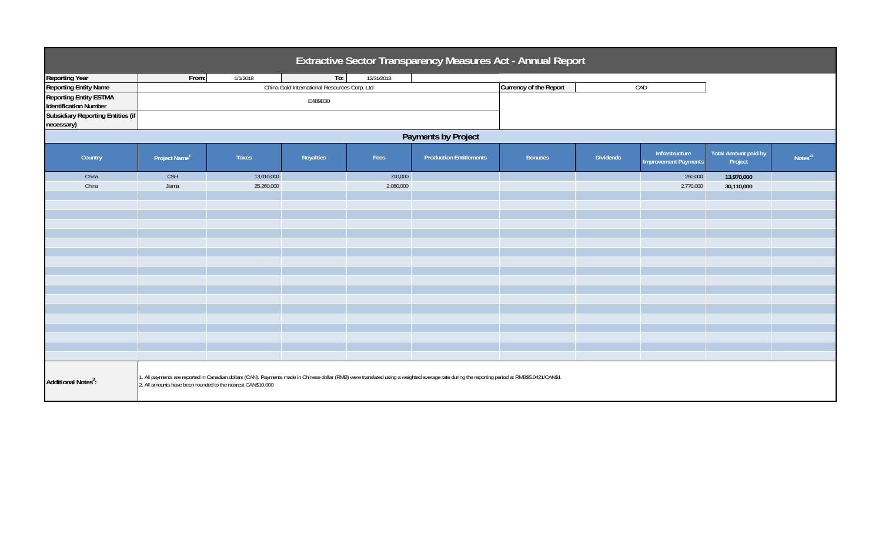# Extractive Sector Transparency Measures Act - Annual Report

| | | | |
|---|---|---|---|
| **Reporting Year** | From: 1/1/2018 | To: 12/31/2018 | |
| **Reporting Entity Name** | China Gold International Resources Corp. Ltd | **Currency of the Report** | CAD |
| **Reporting Entity ESTMA Identification Number** | E489830 | | |
| **Subsidiary Reporting Entities (if necessary)** | | | |

## Payments by Project

| Country | Project Name[1] | Taxes | Royalties | Fees | Production Entitlements | Bonuses | Dividends | Infrastructure Improvement Payments | Total Amount paid by Project | Notes[23] |
|---|---|---|---|---|---|---|---|---|---|---|
| China | CSH | 13,010,000 | | 710,000 | | | | 250,000 | **13,970,000** | |
| China | Jiama | 25,260,000 | | 2,080,000 | | | | 2,770,000 | **30,110,000** | |

**Additional Notes[3]:**

1. All payments are reported in Canadian dollars (CAN). Payments made in Chinese dollar (RMB) were translated using a weighted average rate during the reporting period at RMB$5.0421/CAN$1
2. All amounts have been rounded to the nearest CAN$10,000